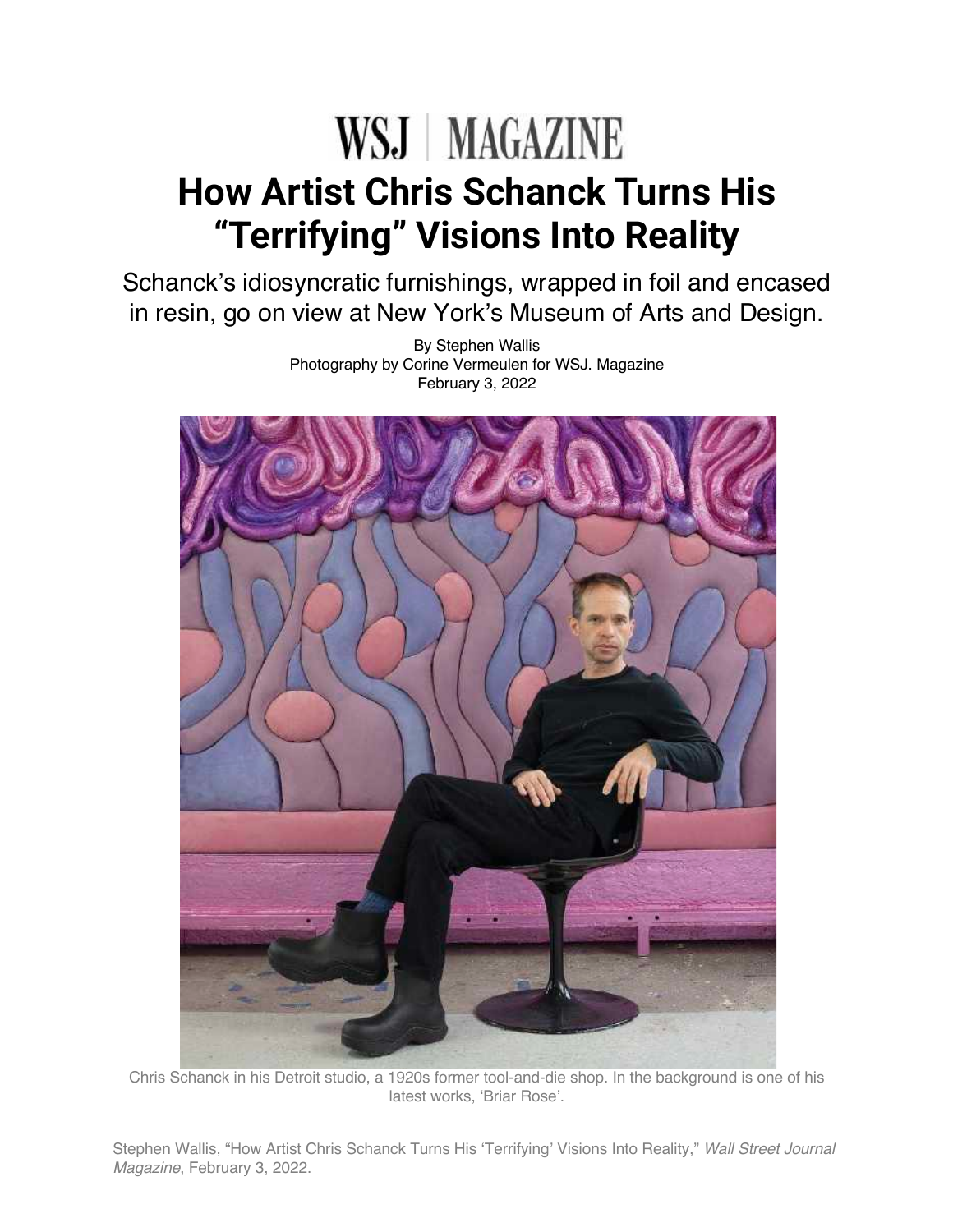WSJ | MAGAZINE

# How Artist Chris Schanck Turns His "Terrifying" Visions Into Reality

Schanck's idiosyncratic furnishings, wrapped in foil and encased in resin, go on view at New York's Museum of Arts and Design.

By Stephen Wallis
Photography by Corine Vermeulen for WSJ. Magazine
February 3, 2022

Chris Schanck in his Detroit studio, a 1920s former tool-and-die shop. In the background is one of his latest works, 'Briar Rose'.

Stephen Wallis, "How Artist Chris Schanck Turns His 'Terrifying' Visions Into Reality," *Wall Street Journal Magazine*, February 3, 2022.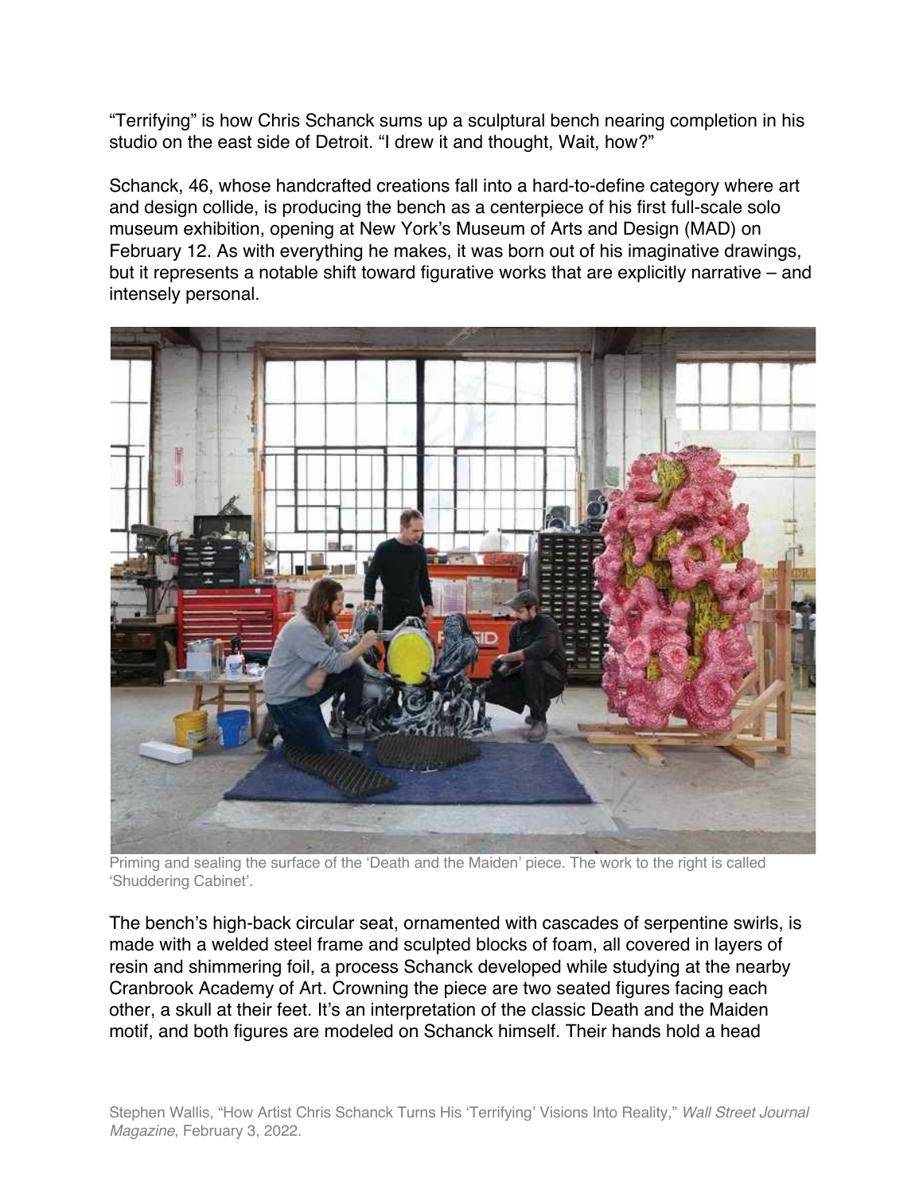"Terrifying" is how Chris Schanck sums up a sculptural bench nearing completion in his studio on the east side of Detroit. "I drew it and thought, Wait, how?"

Schanck, 46, whose handcrafted creations fall into a hard-to-define category where art and design collide, is producing the bench as a centerpiece of his first full-scale solo museum exhibition, opening at New York's Museum of Arts and Design (MAD) on February 12. As with everything he makes, it was born out of his imaginative drawings, but it represents a notable shift toward figurative works that are explicitly narrative – and intensely personal.

Priming and sealing the surface of the 'Death and the Maiden' piece. The work to the right is called 'Shuddering Cabinet'.

The bench's high-back circular seat, ornamented with cascades of serpentine swirls, is made with a welded steel frame and sculpted blocks of foam, all covered in layers of resin and shimmering foil, a process Schanck developed while studying at the nearby Cranbrook Academy of Art. Crowning the piece are two seated figures facing each other, a skull at their feet. It's an interpretation of the classic Death and the Maiden motif, and both figures are modeled on Schanck himself. Their hands hold a head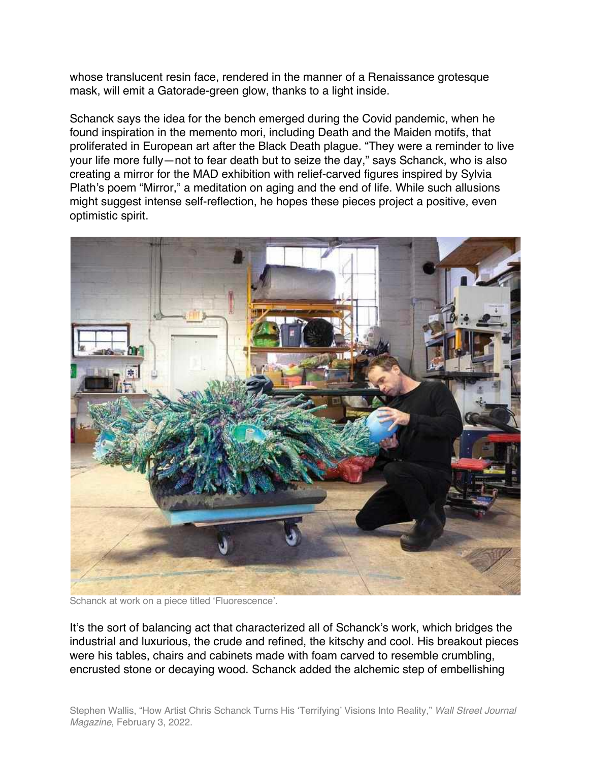whose translucent resin face, rendered in the manner of a Renaissance grotesque mask, will emit a Gatorade-green glow, thanks to a light inside.

Schanck says the idea for the bench emerged during the Covid pandemic, when he found inspiration in the memento mori, including Death and the Maiden motifs, that proliferated in European art after the Black Death plague. "They were a reminder to live your life more fully—not to fear death but to seize the day," says Schanck, who is also creating a mirror for the MAD exhibition with relief-carved figures inspired by Sylvia Plath's poem "Mirror," a meditation on aging and the end of life. While such allusions might suggest intense self-reflection, he hopes these pieces project a positive, even optimistic spirit.

Schanck at work on a piece titled 'Fluorescence'.

It's the sort of balancing act that characterized all of Schanck's work, which bridges the industrial and luxurious, the crude and refined, the kitschy and cool. His breakout pieces were his tables, chairs and cabinets made with foam carved to resemble crumbling, encrusted stone or decaying wood. Schanck added the alchemic step of embellishing

Stephen Wallis, "How Artist Chris Schanck Turns His 'Terrifying' Visions Into Reality," *Wall Street Journal Magazine*, February 3, 2022.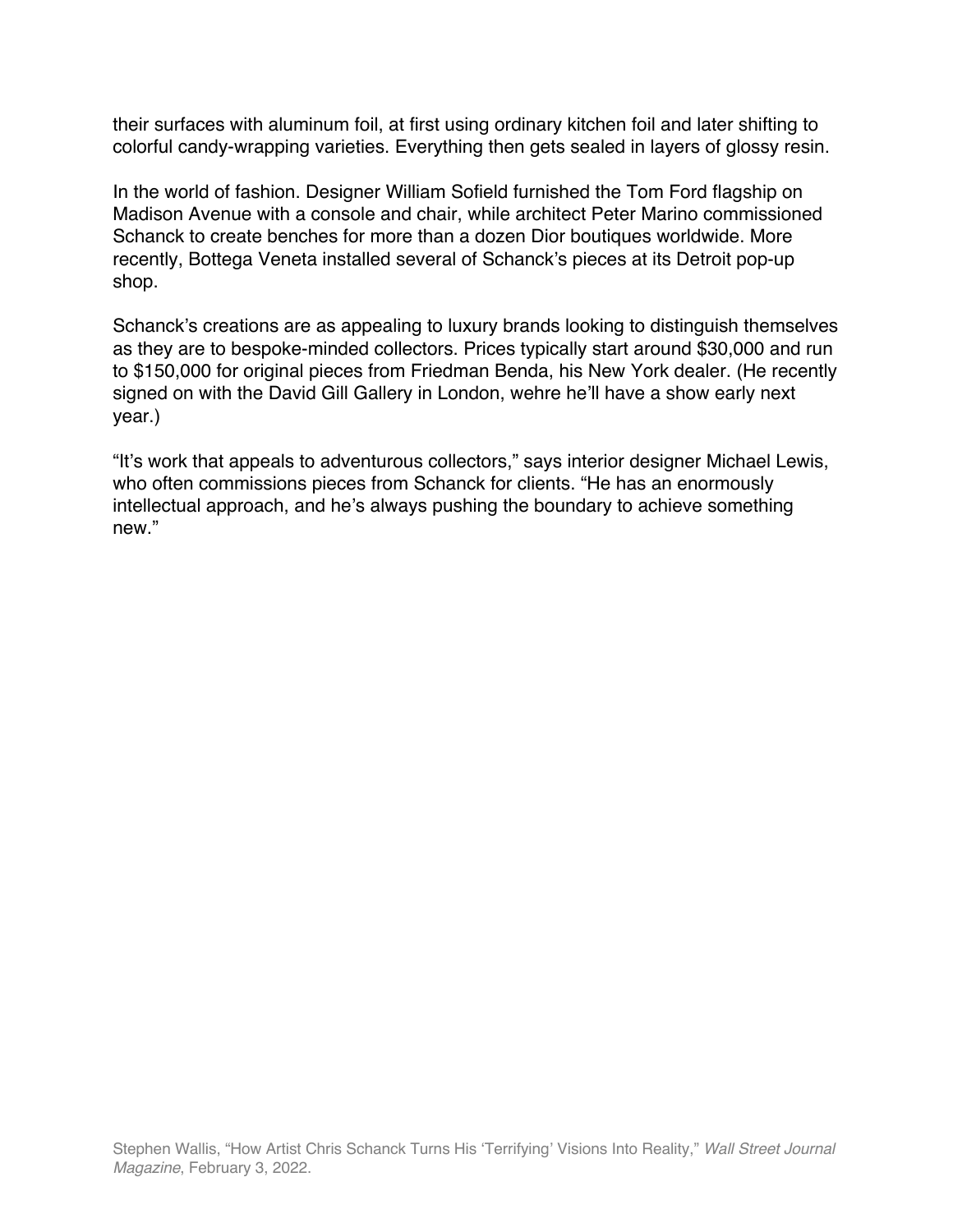their surfaces with aluminum foil, at first using ordinary kitchen foil and later shifting to colorful candy-wrapping varieties. Everything then gets sealed in layers of glossy resin.

In the world of fashion. Designer William Sofield furnished the Tom Ford flagship on Madison Avenue with a console and chair, while architect Peter Marino commissioned Schanck to create benches for more than a dozen Dior boutiques worldwide. More recently, Bottega Veneta installed several of Schanck's pieces at its Detroit pop-up shop.

Schanck's creations are as appealing to luxury brands looking to distinguish themselves as they are to bespoke-minded collectors. Prices typically start around $30,000 and run to $150,000 for original pieces from Friedman Benda, his New York dealer. (He recently signed on with the David Gill Gallery in London, wehre he'll have a show early next year.)

"It's work that appeals to adventurous collectors," says interior designer Michael Lewis, who often commissions pieces from Schanck for clients. "He has an enormously intellectual approach, and he's always pushing the boundary to achieve something new."

Stephen Wallis, "How Artist Chris Schanck Turns His 'Terrifying' Visions Into Reality," *Wall Street Journal Magazine*, February 3, 2022.